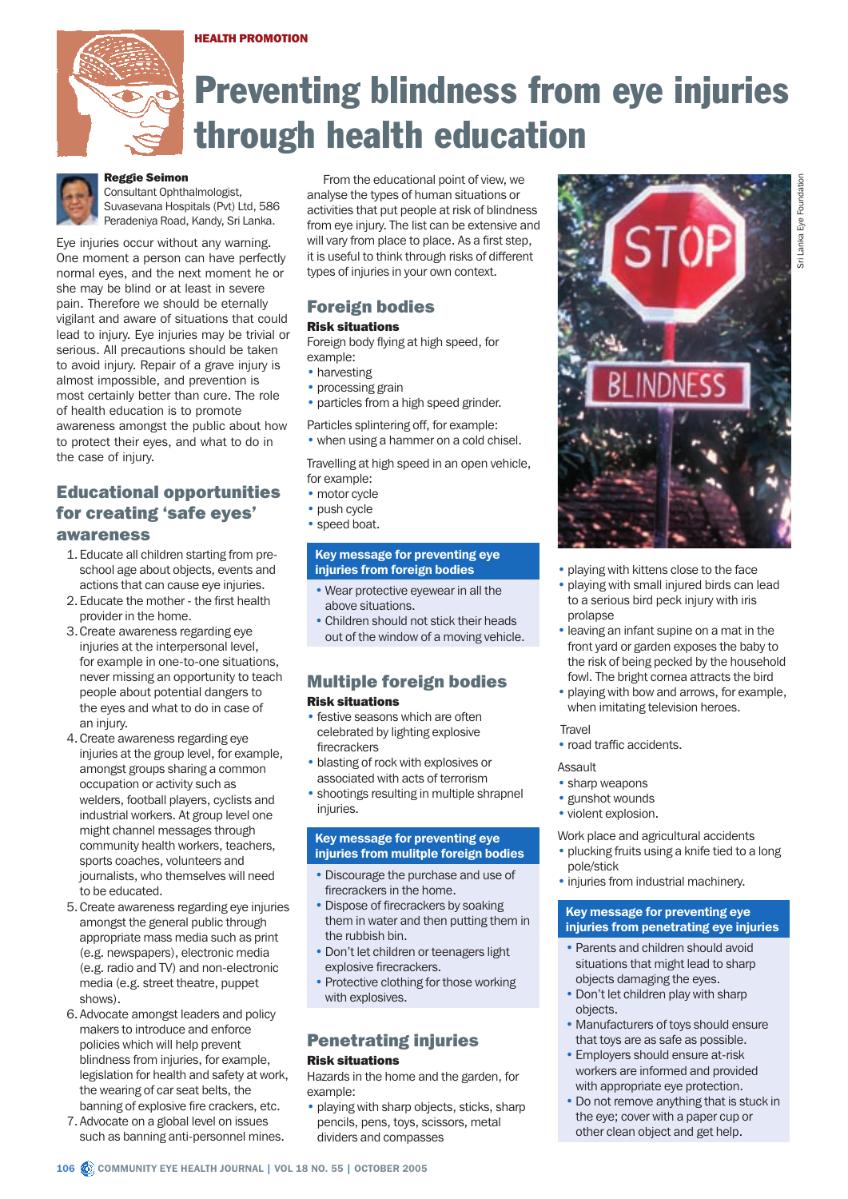HEALTH PROMOTION

# Preventing blindness from eye injuries through health education

**Reggie Seimon**
Consultant Ophthalmologist, Suvasevana Hospitals (Pvt) Ltd, 586 Peradeniya Road, Kandy, Sri Lanka.

Eye injuries occur without any warning. One moment a person can have perfectly normal eyes, and the next moment he or she may be blind or at least in severe pain. Therefore we should be eternally vigilant and aware of situations that could lead to injury. Eye injuries may be trivial or serious. All precautions should be taken to avoid injury. Repair of a grave eye injury is almost impossible, and prevention is most certainly better than cure. The role of health education is to promote awareness amongst the public about how to protect their eyes, and what to do in the case of injury.

## Educational opportunities for creating 'safe eyes' awareness

1. Educate all children starting from pre-school age about objects, events and actions that can cause eye injuries.
2. Educate the mother - the first health provider in the home.
3. Create awareness regarding eye injuries at the interpersonal level, for example in one-to-one situations, never missing an opportunity to teach people about potential dangers to the eyes and what to do in case of an injury.
4. Create awareness regarding eye injuries at the group level, for example, amongst groups sharing a common occupation or activity such as welders, football players, cyclists and industrial workers. At group level one might channel messages through community health workers, teachers, sports coaches, volunteers and journalists, who themselves will need to be educated.
5. Create awareness regarding eye injuries amongst the general public through appropriate mass media such as print (e.g. newspapers), electronic media (e.g. radio and TV) and non-electronic media (e.g. street theatre, puppet shows).
6. Advocate amongst leaders and policy makers to introduce and enforce policies which will help prevent blindness from injuries, for example, legislation for health and safety at work, the wearing of car seat belts, the banning of explosive fire crackers, etc.
7. Advocate on a global level on issues such as banning anti-personnel mines.

From the educational point of view, we analyse the types of human situations or activities that put people at risk of blindness from eye injury. The list can be extensive and will vary from place to place. As a first step, it is useful to think through risks of different types of injuries in your own context.

## Foreign bodies

**Risk situations**

Foreign body flying at high speed, for example:

- harvesting
- processing grain
- particles from a high speed grinder.

Particles splintering off, for example:

- when using a hammer on a cold chisel.

Travelling at high speed in an open vehicle, for example:

- motor cycle
- push cycle
- speed boat.

**Key message for preventing eye injuries from foreign bodies**

- Wear protective eyewear in all the above situations.
- Children should not stick their heads out of the window of a moving vehicle.

## Multiple foreign bodies

**Risk situations**

- festive seasons which are often celebrated by lighting explosive firecrackers
- blasting of rock with explosives or associated with acts of terrorism
- shootings resulting in multiple shrapnel injuries.

**Key message for preventing eye injuries from mulitple foreign bodies**

- Discourage the purchase and use of firecrackers in the home.
- Dispose of firecrackers by soaking them in water and then putting them in the rubbish bin.
- Don't let children or teenagers light explosive firecrackers.
- Protective clothing for those working with explosives.

## Penetrating injuries

**Risk situations**

Hazards in the home and the garden, for example:

- playing with sharp objects, sticks, sharp pencils, pens, toys, scissors, metal dividers and compasses
- playing with kittens close to the face
- playing with small injured birds can lead to a serious bird peck injury with iris prolapse
- leaving an infant supine on a mat in the front yard or garden exposes the baby to the risk of being pecked by the household fowl. The bright cornea attracts the bird
- playing with bow and arrows, for example, when imitating television heroes.

Travel

- road traffic accidents.

Assault

- sharp weapons
- gunshot wounds
- violent explosion.

Work place and agricultural accidents

- plucking fruits using a knife tied to a long pole/stick
- injuries from industrial machinery.

**Key message for preventing eye injuries from penetrating eye injuries**

- Parents and children should avoid situations that might lead to sharp objects damaging the eyes.
- Don't let children play with sharp objects.
- Manufacturers of toys should ensure that toys are as safe as possible.
- Employers should ensure at-risk workers are informed and provided with appropriate eye protection.
- Do not remove anything that is stuck in the eye; cover with a paper cup or other clean object and get help.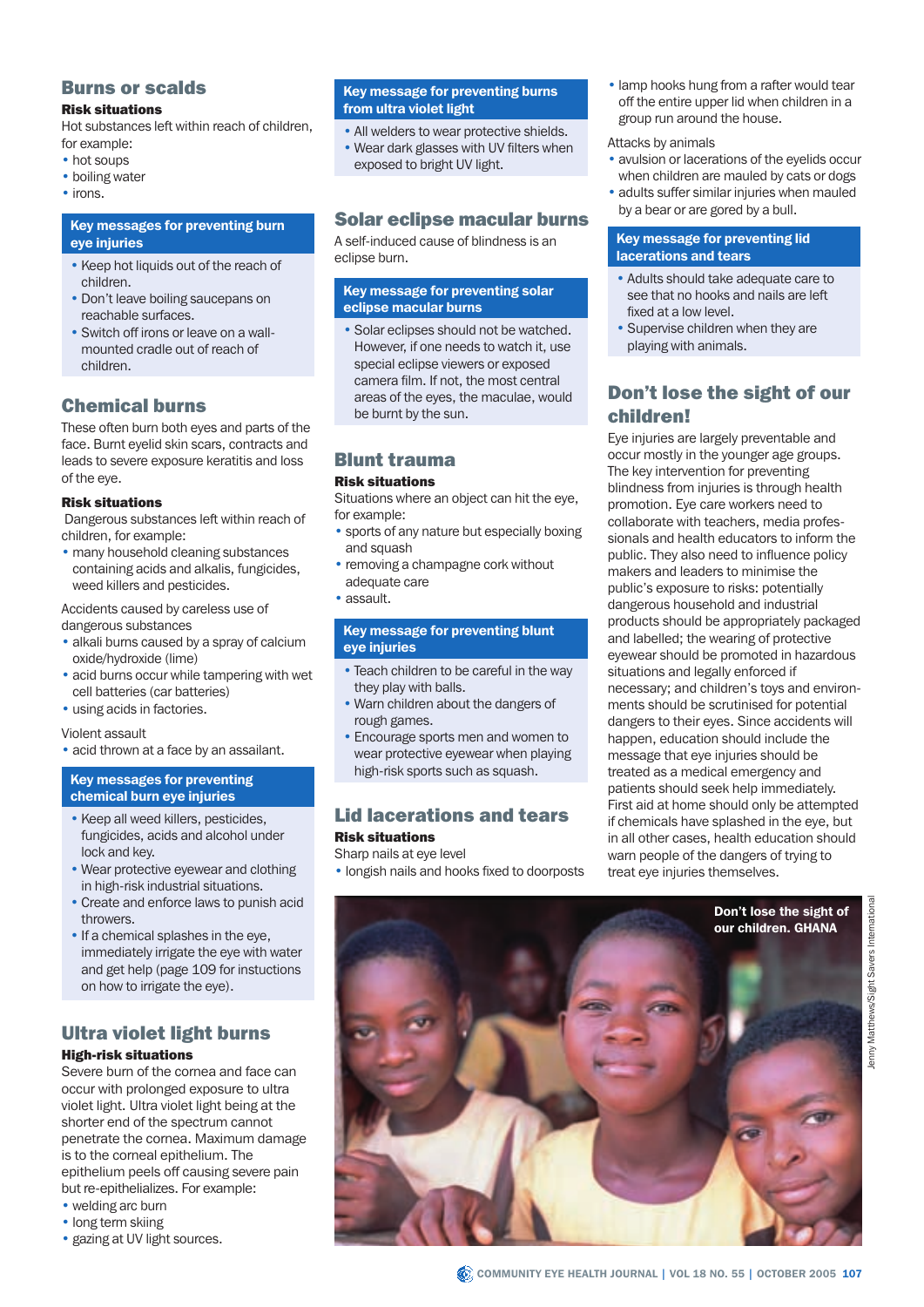## Burns or scalds

**Risk situations**

Hot substances left within reach of children, for example:

- hot soups
- boiling water
- irons.

**Key messages for preventing burn eye injuries**

- Keep hot liquids out of the reach of children.
- Don't leave boiling saucepans on reachable surfaces.
- Switch off irons or leave on a wall-mounted cradle out of reach of children.

## Chemical burns

These often burn both eyes and parts of the face. Burnt eyelid skin scars, contracts and leads to severe exposure keratitis and loss of the eye.

**Risk situations**

Dangerous substances left within reach of children, for example:

- many household cleaning substances containing acids and alkalis, fungicides, weed killers and pesticides.

Accidents caused by careless use of dangerous substances

- alkali burns caused by a spray of calcium oxide/hydroxide (lime)
- acid burns occur while tampering with wet cell batteries (car batteries)
- using acids in factories.

Violent assault

- acid thrown at a face by an assailant.

**Key messages for preventing chemical burn eye injuries**

- Keep all weed killers, pesticides, fungicides, acids and alcohol under lock and key.
- Wear protective eyewear and clothing in high-risk industrial situations.
- Create and enforce laws to punish acid throwers.
- If a chemical splashes in the eye, immediately irrigate the eye with water and get help (page 109 for instuctions on how to irrigate the eye).

## Ultra violet light burns

**High-risk situations**

Severe burn of the cornea and face can occur with prolonged exposure to ultra violet light. Ultra violet light being at the shorter end of the spectrum cannot penetrate the cornea. Maximum damage is to the corneal epithelium. The epithelium peels off causing severe pain but re-epithelializes. For example:

- welding arc burn
- long term skiing
- gazing at UV light sources.

**Key message for preventing burns from ultra violet light**

- All welders to wear protective shields.
- Wear dark glasses with UV filters when exposed to bright UV light.

## Solar eclipse macular burns

A self-induced cause of blindness is an eclipse burn.

**Key message for preventing solar eclipse macular burns**

- Solar eclipses should not be watched. However, if one needs to watch it, use special eclipse viewers or exposed camera film. If not, the most central areas of the eyes, the maculae, would be burnt by the sun.

## Blunt trauma

**Risk situations**

Situations where an object can hit the eye, for example:

- sports of any nature but especially boxing and squash
- removing a champagne cork without adequate care
- assault.

**Key message for preventing blunt eye injuries**

- Teach children to be careful in the way they play with balls.
- Warn children about the dangers of rough games.
- Encourage sports men and women to wear protective eyewear when playing high-risk sports such as squash.

## Lid lacerations and tears

**Risk situations**

Sharp nails at eye level

- longish nails and hooks fixed to doorposts
- lamp hooks hung from a rafter would tear off the entire upper lid when children in a group run around the house.

Attacks by animals

- avulsion or lacerations of the eyelids occur when children are mauled by cats or dogs
- adults suffer similar injuries when mauled by a bear or are gored by a bull.

**Key message for preventing lid lacerations and tears**

- Adults should take adequate care to see that no hooks and nails are left fixed at a low level.
- Supervise children when they are playing with animals.

## Don't lose the sight of our children!

Eye injuries are largely preventable and occur mostly in the younger age groups. The key intervention for preventing blindness from injuries is through health promotion. Eye care workers need to collaborate with teachers, media professionals and health educators to inform the public. They also need to influence policy makers and leaders to minimise the public's exposure to risks: potentially dangerous household and industrial products should be appropriately packaged and labelled; the wearing of protective eyewear should be promoted in hazardous situations and legally enforced if necessary; and children's toys and environments should be scrutinised for potential dangers to their eyes. Since accidents will happen, education should include the message that eye injuries should be treated as a medical emergency and patients should seek help immediately. First aid at home should only be attempted if chemicals have splashed in the eye, but in all other cases, health education should warn people of the dangers of trying to treat eye injuries themselves.

Don't lose the sight of our children. GHANA

Jenny Matthews/Sight Savers International